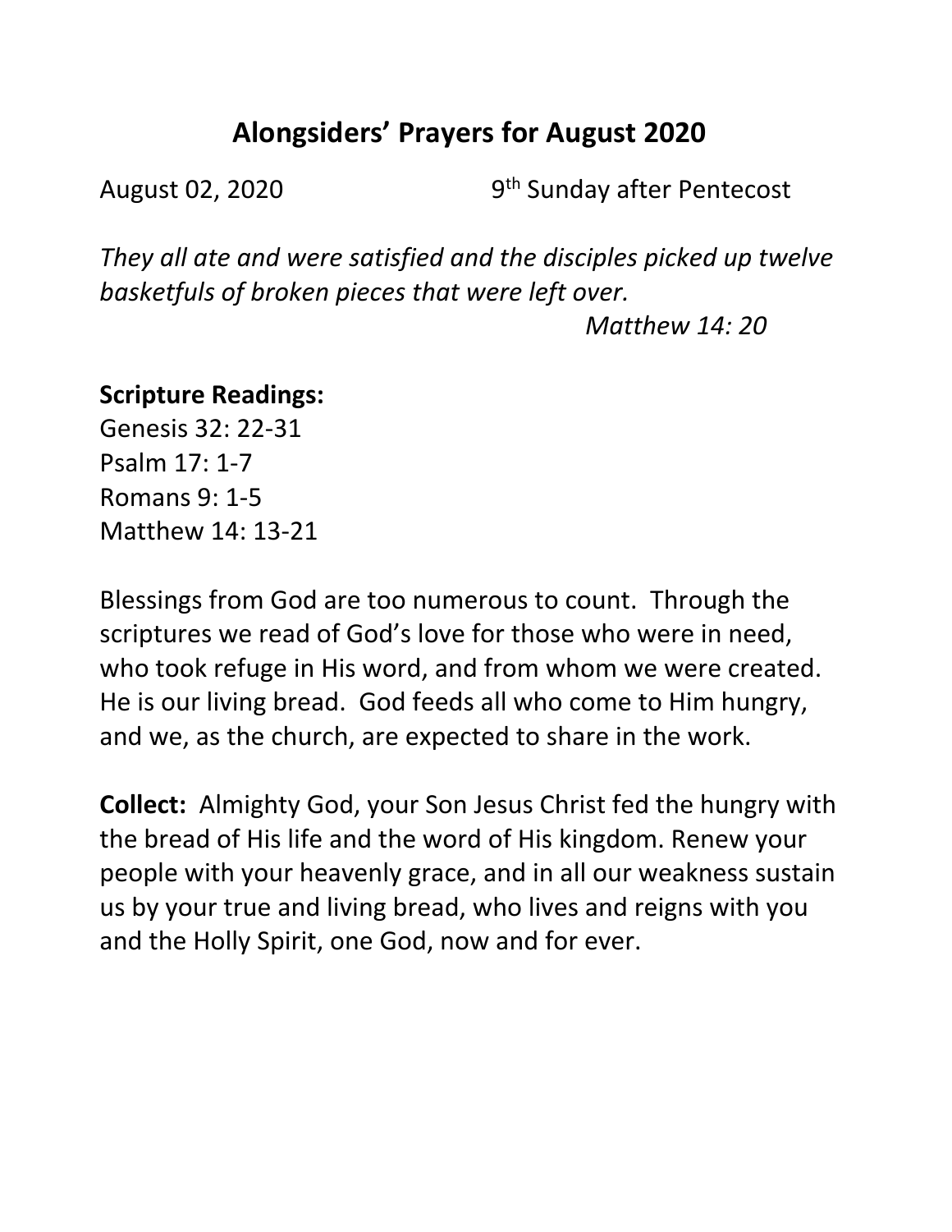# Alongsiders' Prayers for August 2020

August 02, 2020 9th Sunday after Pentecost

*They all ate and were satisfied and the disciples picked up twelve basketfuls of broken pieces that were left over.*

*Matthew 14: 20*

**Scripture Readings:**

Genesis 32: 22-31
Psalm 17: 1-7
Romans 9: 1-5
Matthew 14: 13-21

Blessings from God are too numerous to count. Through the scriptures we read of God's love for those who were in need, who took refuge in His word, and from whom we were created. He is our living bread. God feeds all who come to Him hungry, and we, as the church, are expected to share in the work.

**Collect:** Almighty God, your Son Jesus Christ fed the hungry with the bread of His life and the word of His kingdom. Renew your people with your heavenly grace, and in all our weakness sustain us by your true and living bread, who lives and reigns with you and the Holly Spirit, one God, now and for ever.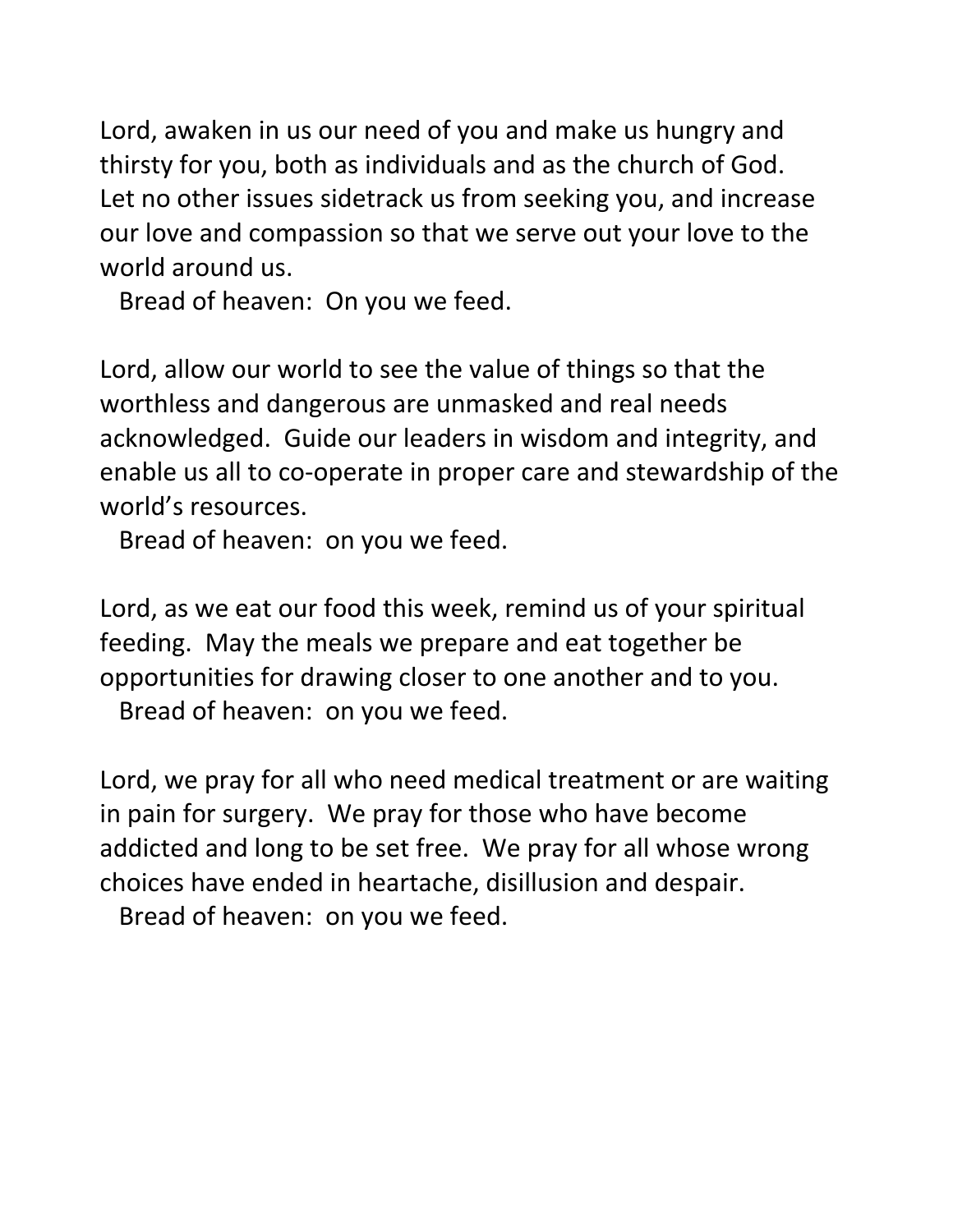Lord, awaken in us our need of you and make us hungry and thirsty for you, both as individuals and as the church of God. Let no other issues sidetrack us from seeking you, and increase our love and compassion so that we serve out your love to the world around us.

Bread of heaven: On you we feed.

Lord, allow our world to see the value of things so that the worthless and dangerous are unmasked and real needs acknowledged. Guide our leaders in wisdom and integrity, and enable us all to co-operate in proper care and stewardship of the world's resources.

Bread of heaven: on you we feed.

Lord, as we eat our food this week, remind us of your spiritual feeding. May the meals we prepare and eat together be opportunities for drawing closer to one another and to you.

Bread of heaven: on you we feed.

Lord, we pray for all who need medical treatment or are waiting in pain for surgery. We pray for those who have become addicted and long to be set free. We pray for all whose wrong choices have ended in heartache, disillusion and despair.

Bread of heaven: on you we feed.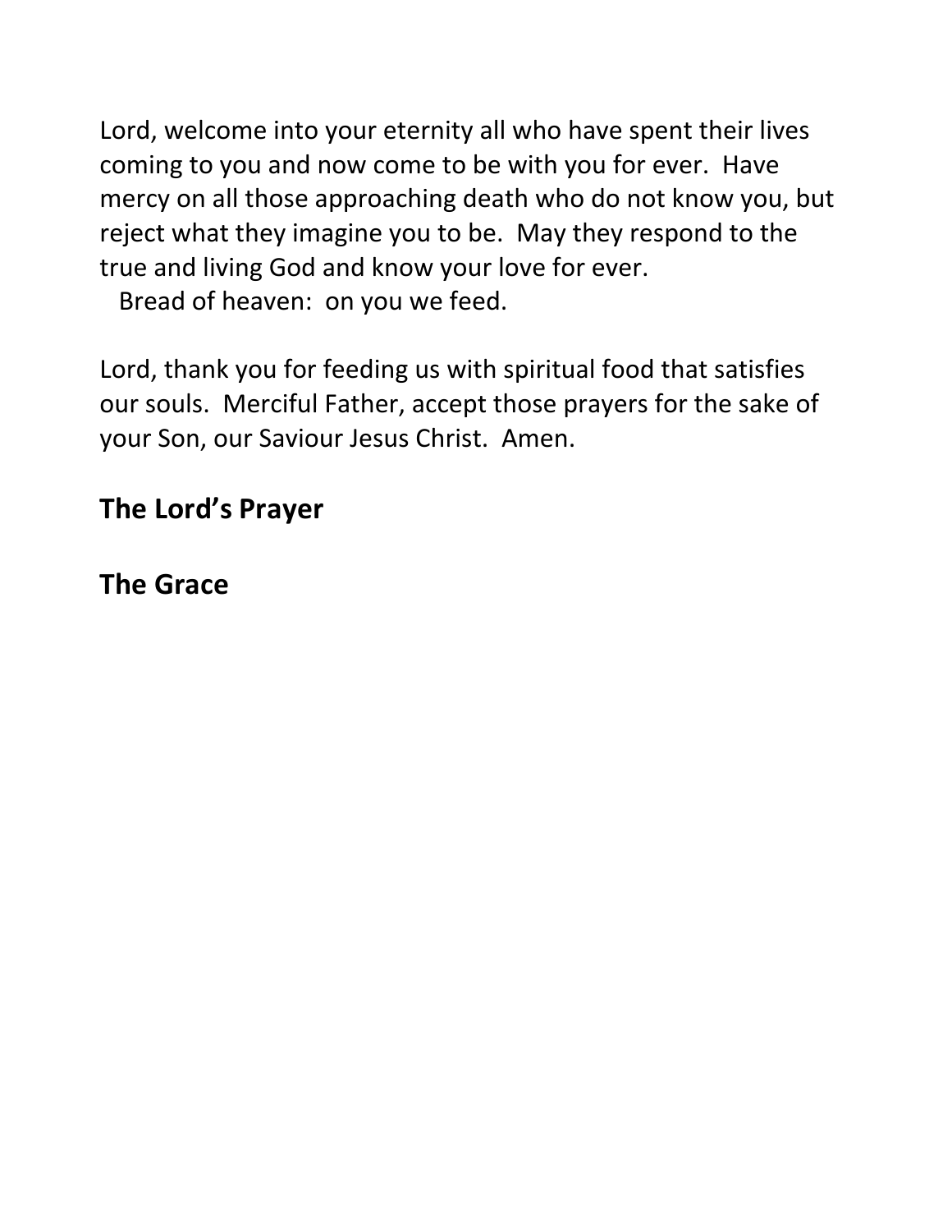Lord, welcome into your eternity all who have spent their lives coming to you and now come to be with you for ever. Have mercy on all those approaching death who do not know you, but reject what they imagine you to be. May they respond to the true and living God and know your love for ever.
Bread of heaven: on you we feed.

Lord, thank you for feeding us with spiritual food that satisfies our souls. Merciful Father, accept those prayers for the sake of your Son, our Saviour Jesus Christ. Amen.

## The Lord's Prayer

## The Grace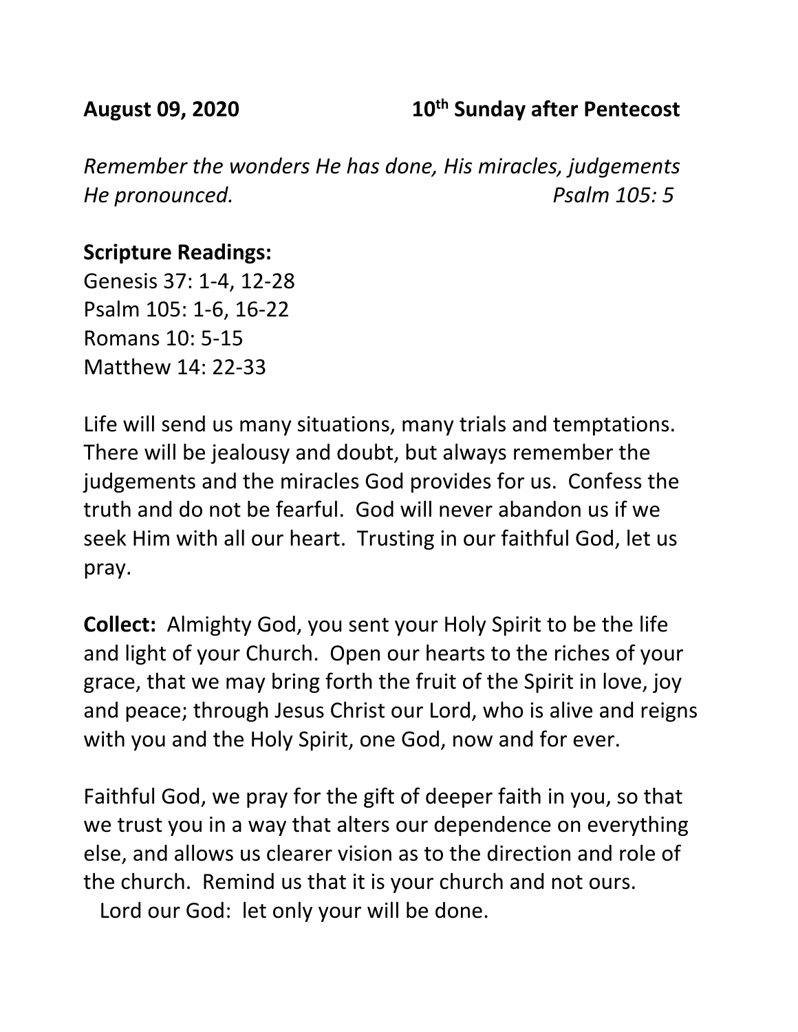**August 09, 2020** **10th Sunday after Pentecost**

*Remember the wonders He has done, His miracles, judgements He pronounced.* *Psalm 105: 5*

**Scripture Readings:**
Genesis 37: 1-4, 12-28
Psalm 105: 1-6, 16-22
Romans 10: 5-15
Matthew 14: 22-33

Life will send us many situations, many trials and temptations. There will be jealousy and doubt, but always remember the judgements and the miracles God provides for us. Confess the truth and do not be fearful. God will never abandon us if we seek Him with all our heart. Trusting in our faithful God, let us pray.

**Collect:** Almighty God, you sent your Holy Spirit to be the life and light of your Church. Open our hearts to the riches of your grace, that we may bring forth the fruit of the Spirit in love, joy and peace; through Jesus Christ our Lord, who is alive and reigns with you and the Holy Spirit, one God, now and for ever.

Faithful God, we pray for the gift of deeper faith in you, so that we trust you in a way that alters our dependence on everything else, and allows us clearer vision as to the direction and role of the church. Remind us that it is your church and not ours.
Lord our God: let only your will be done.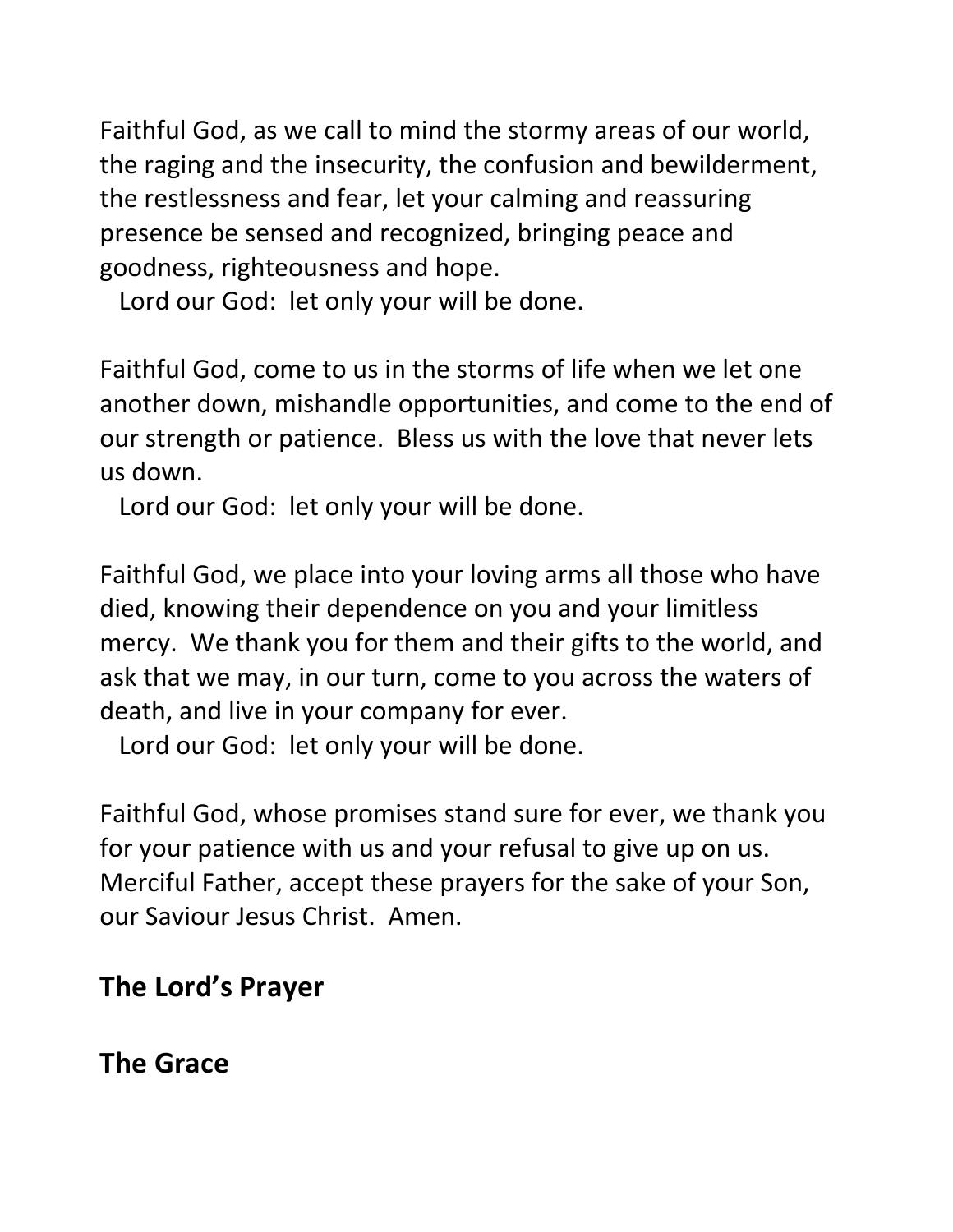Faithful God, as we call to mind the stormy areas of our world, the raging and the insecurity, the confusion and bewilderment, the restlessness and fear, let your calming and reassuring presence be sensed and recognized, bringing peace and goodness, righteousness and hope.

Lord our God: let only your will be done.

Faithful God, come to us in the storms of life when we let one another down, mishandle opportunities, and come to the end of our strength or patience. Bless us with the love that never lets us down.

Lord our God: let only your will be done.

Faithful God, we place into your loving arms all those who have died, knowing their dependence on you and your limitless mercy. We thank you for them and their gifts to the world, and ask that we may, in our turn, come to you across the waters of death, and live in your company for ever.

Lord our God: let only your will be done.

Faithful God, whose promises stand sure for ever, we thank you for your patience with us and your refusal to give up on us. Merciful Father, accept these prayers for the sake of your Son, our Saviour Jesus Christ. Amen.

## The Lord's Prayer

## The Grace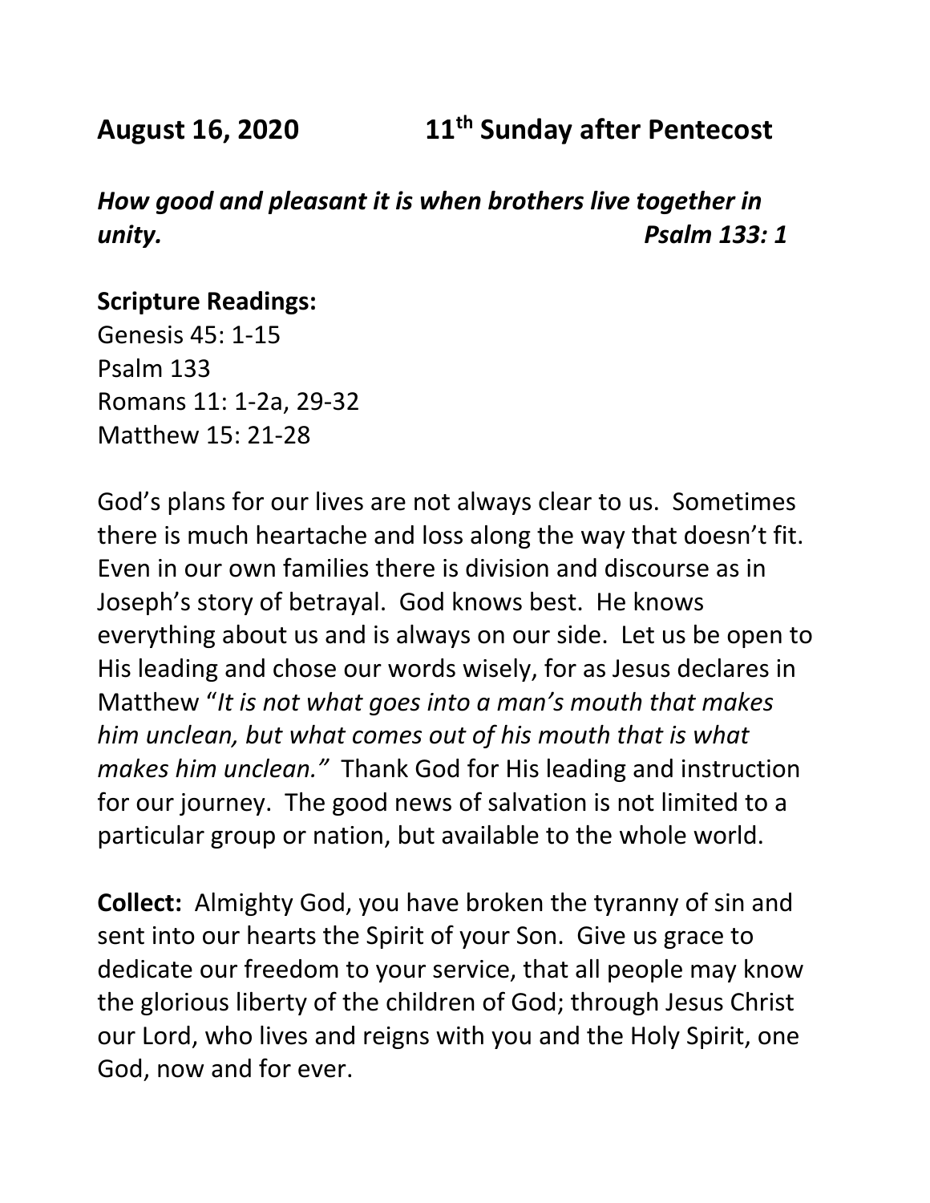**August 16, 2020 11th Sunday after Pentecost**

***How good and pleasant it is when brothers live together in unity. Psalm 133: 1***

**Scripture Readings:**
Genesis 45: 1-15
Psalm 133
Romans 11: 1-2a, 29-32
Matthew 15: 21-28

God's plans for our lives are not always clear to us. Sometimes there is much heartache and loss along the way that doesn't fit. Even in our own families there is division and discourse as in Joseph's story of betrayal. God knows best. He knows everything about us and is always on our side. Let us be open to His leading and chose our words wisely, for as Jesus declares in Matthew "*It is not what goes into a man's mouth that makes him unclean, but what comes out of his mouth that is what makes him unclean."* Thank God for His leading and instruction for our journey. The good news of salvation is not limited to a particular group or nation, but available to the whole world.

**Collect:** Almighty God, you have broken the tyranny of sin and sent into our hearts the Spirit of your Son. Give us grace to dedicate our freedom to your service, that all people may know the glorious liberty of the children of God; through Jesus Christ our Lord, who lives and reigns with you and the Holy Spirit, one God, now and for ever.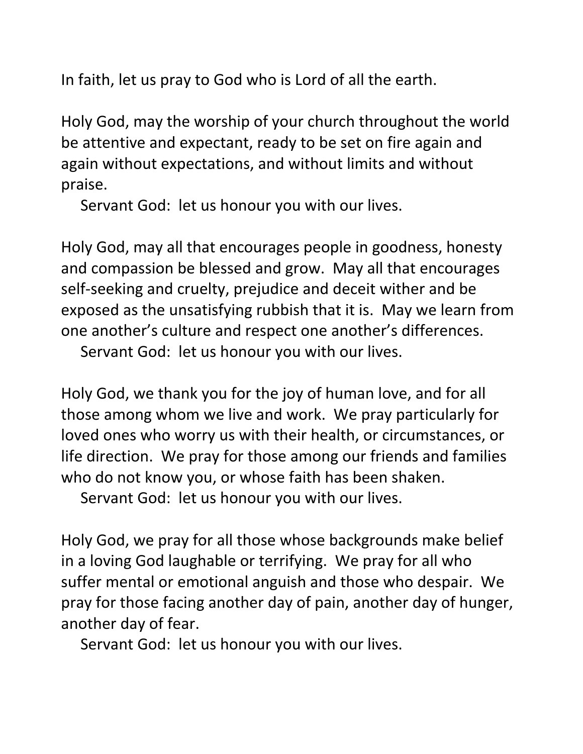In faith, let us pray to God who is Lord of all the earth.

Holy God, may the worship of your church throughout the world be attentive and expectant, ready to be set on fire again and again without expectations, and without limits and without praise.

Servant God: let us honour you with our lives.

Holy God, may all that encourages people in goodness, honesty and compassion be blessed and grow. May all that encourages self-seeking and cruelty, prejudice and deceit wither and be exposed as the unsatisfying rubbish that it is. May we learn from one another's culture and respect one another's differences.

Servant God: let us honour you with our lives.

Holy God, we thank you for the joy of human love, and for all those among whom we live and work. We pray particularly for loved ones who worry us with their health, or circumstances, or life direction. We pray for those among our friends and families who do not know you, or whose faith has been shaken.

Servant God: let us honour you with our lives.

Holy God, we pray for all those whose backgrounds make belief in a loving God laughable or terrifying. We pray for all who suffer mental or emotional anguish and those who despair. We pray for those facing another day of pain, another day of hunger, another day of fear.

Servant God: let us honour you with our lives.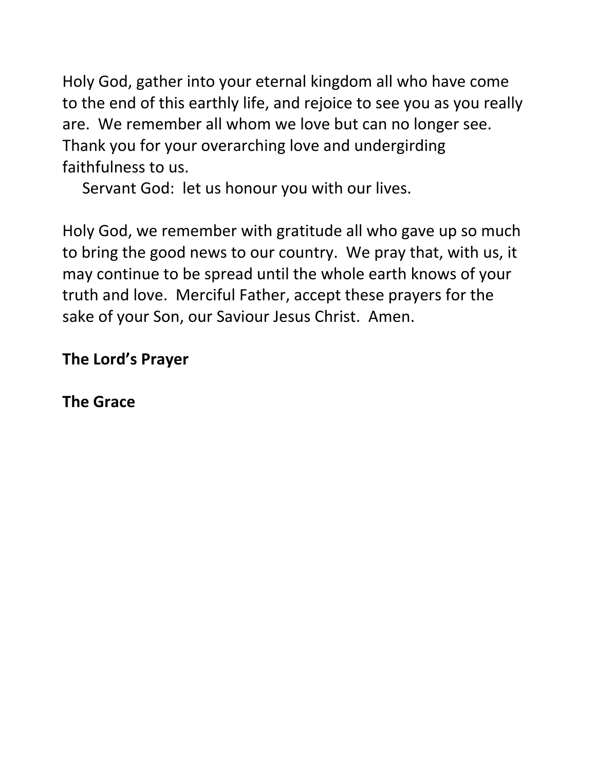Holy God, gather into your eternal kingdom all who have come to the end of this earthly life, and rejoice to see you as you really are. We remember all whom we love but can no longer see. Thank you for your overarching love and undergirding faithfulness to us.

Servant God: let us honour you with our lives.

Holy God, we remember with gratitude all who gave up so much to bring the good news to our country. We pray that, with us, it may continue to be spread until the whole earth knows of your truth and love. Merciful Father, accept these prayers for the sake of your Son, our Saviour Jesus Christ. Amen.

**The Lord's Prayer**

**The Grace**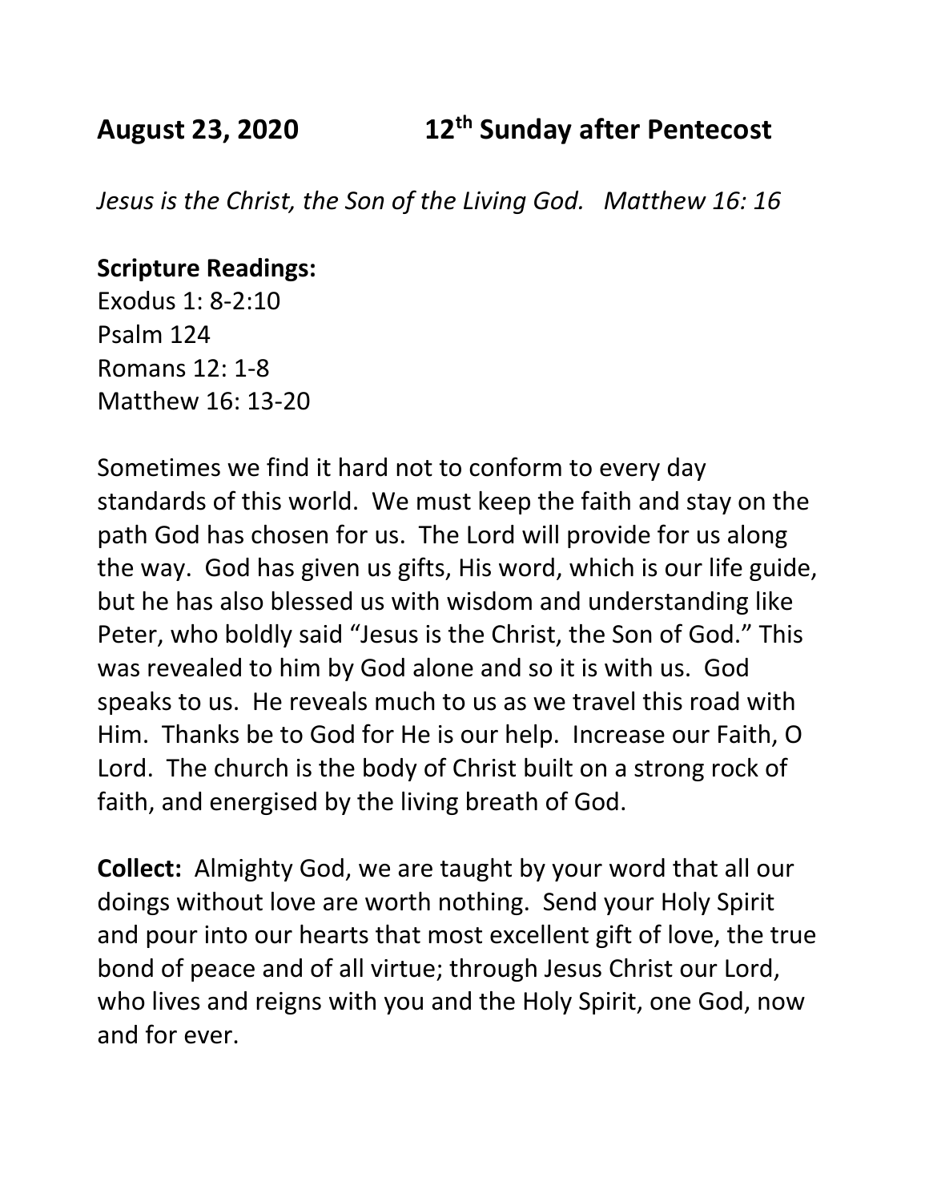**August 23, 2020 12th Sunday after Pentecost**

*Jesus is the Christ, the Son of the Living God. Matthew 16: 16*

**Scripture Readings:**
Exodus 1: 8-2:10
Psalm 124
Romans 12: 1-8
Matthew 16: 13-20

Sometimes we find it hard not to conform to every day standards of this world. We must keep the faith and stay on the path God has chosen for us. The Lord will provide for us along the way. God has given us gifts, His word, which is our life guide, but he has also blessed us with wisdom and understanding like Peter, who boldly said "Jesus is the Christ, the Son of God." This was revealed to him by God alone and so it is with us. God speaks to us. He reveals much to us as we travel this road with Him. Thanks be to God for He is our help. Increase our Faith, O Lord. The church is the body of Christ built on a strong rock of faith, and energised by the living breath of God.

**Collect:** Almighty God, we are taught by your word that all our doings without love are worth nothing. Send your Holy Spirit and pour into our hearts that most excellent gift of love, the true bond of peace and of all virtue; through Jesus Christ our Lord, who lives and reigns with you and the Holy Spirit, one God, now and for ever.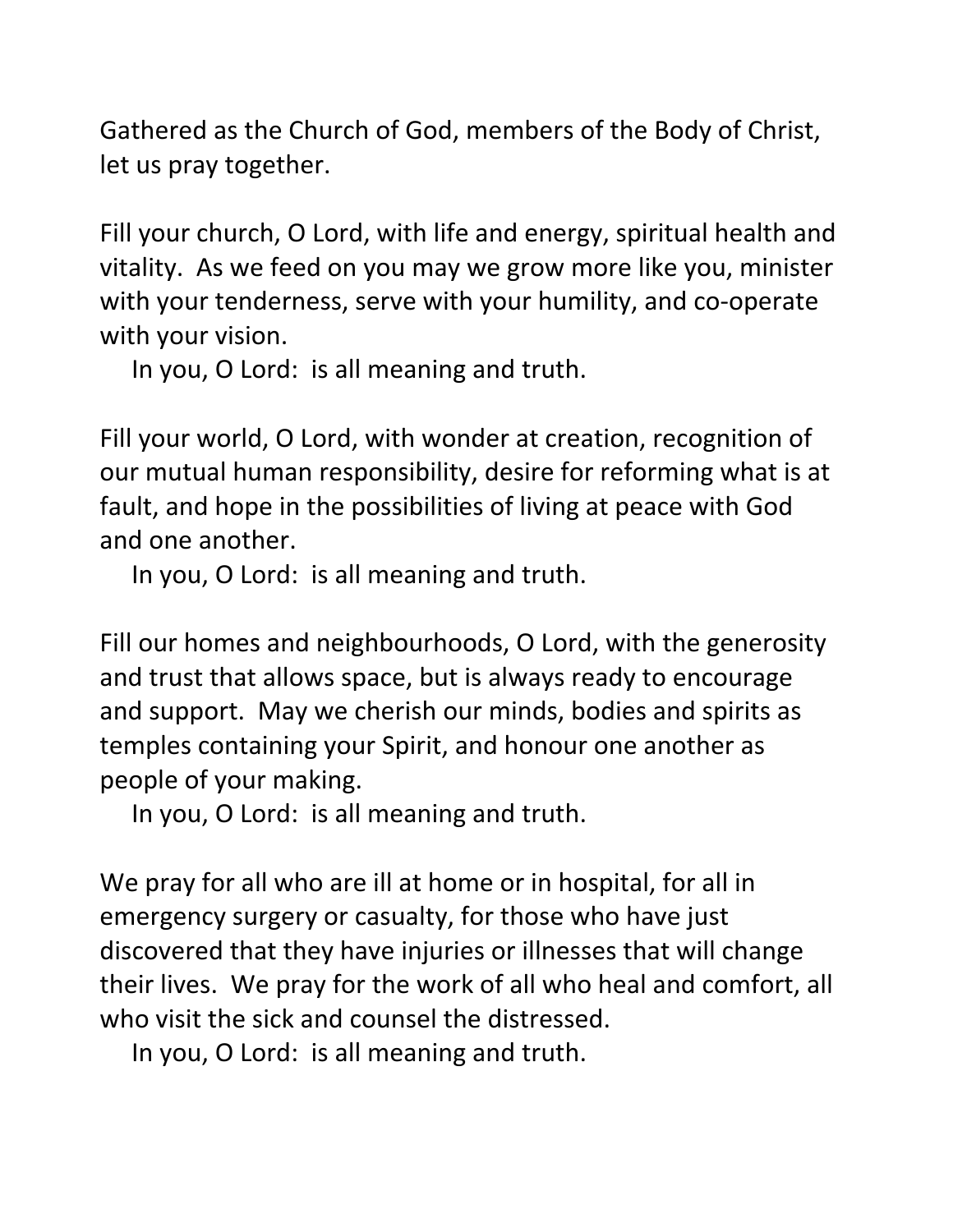Gathered as the Church of God, members of the Body of Christ, let us pray together.

Fill your church, O Lord, with life and energy, spiritual health and vitality. As we feed on you may we grow more like you, minister with your tenderness, serve with your humility, and co-operate with your vision.

In you, O Lord: is all meaning and truth.

Fill your world, O Lord, with wonder at creation, recognition of our mutual human responsibility, desire for reforming what is at fault, and hope in the possibilities of living at peace with God and one another.

In you, O Lord: is all meaning and truth.

Fill our homes and neighbourhoods, O Lord, with the generosity and trust that allows space, but is always ready to encourage and support. May we cherish our minds, bodies and spirits as temples containing your Spirit, and honour one another as people of your making.

In you, O Lord: is all meaning and truth.

We pray for all who are ill at home or in hospital, for all in emergency surgery or casualty, for those who have just discovered that they have injuries or illnesses that will change their lives. We pray for the work of all who heal and comfort, all who visit the sick and counsel the distressed.

In you, O Lord: is all meaning and truth.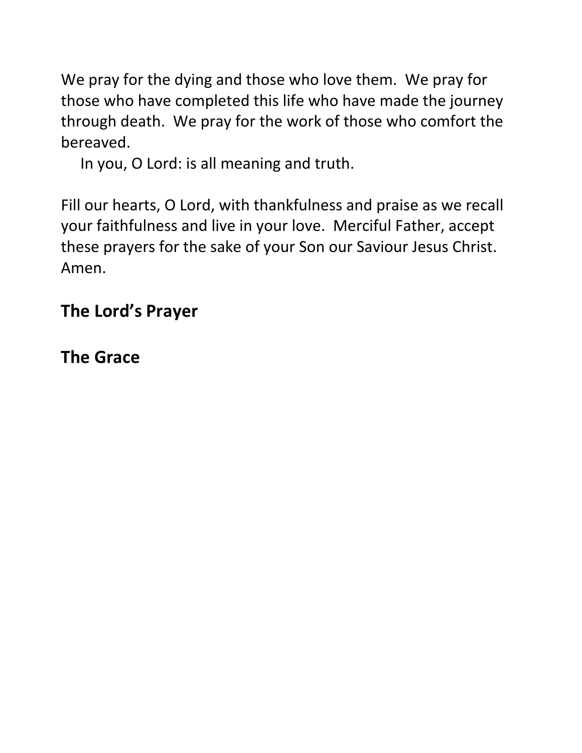We pray for the dying and those who love them. We pray for those who have completed this life who have made the journey through death. We pray for the work of those who comfort the bereaved.

In you, O Lord: is all meaning and truth.

Fill our hearts, O Lord, with thankfulness and praise as we recall your faithfulness and live in your love. Merciful Father, accept these prayers for the sake of your Son our Saviour Jesus Christ. Amen.

## The Lord's Prayer

## The Grace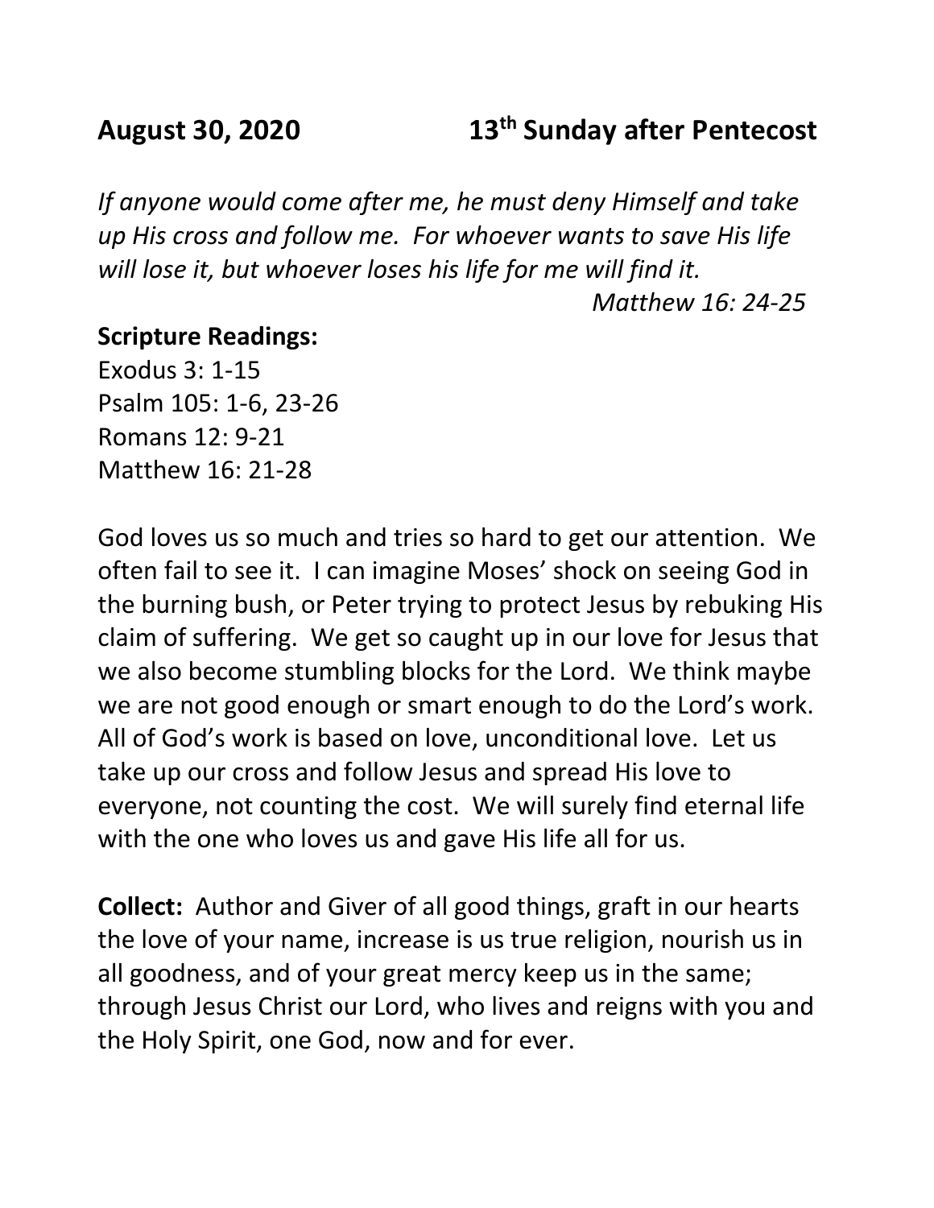**August 30, 2020 13th Sunday after Pentecost**

*If anyone would come after me, he must deny Himself and take up His cross and follow me. For whoever wants to save His life will lose it, but whoever loses his life for me will find it.*

*Matthew 16: 24-25*

**Scripture Readings:**
Exodus 3: 1-15
Psalm 105: 1-6, 23-26
Romans 12: 9-21
Matthew 16: 21-28

God loves us so much and tries so hard to get our attention. We often fail to see it. I can imagine Moses' shock on seeing God in the burning bush, or Peter trying to protect Jesus by rebuking His claim of suffering. We get so caught up in our love for Jesus that we also become stumbling blocks for the Lord. We think maybe we are not good enough or smart enough to do the Lord's work. All of God's work is based on love, unconditional love. Let us take up our cross and follow Jesus and spread His love to everyone, not counting the cost. We will surely find eternal life with the one who loves us and gave His life all for us.

**Collect:** Author and Giver of all good things, graft in our hearts the love of your name, increase is us true religion, nourish us in all goodness, and of your great mercy keep us in the same; through Jesus Christ our Lord, who lives and reigns with you and the Holy Spirit, one God, now and for ever.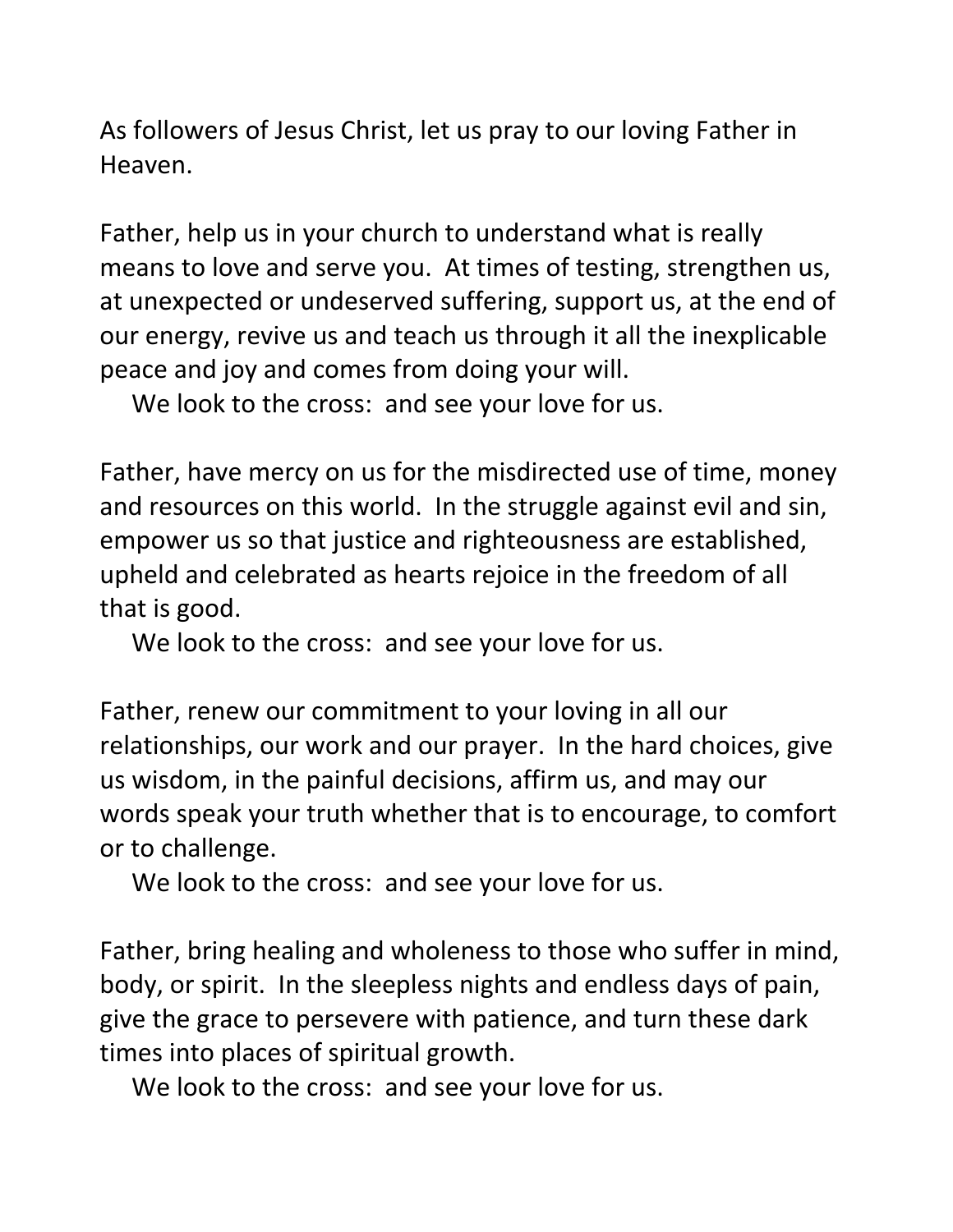As followers of Jesus Christ, let us pray to our loving Father in Heaven.

Father, help us in your church to understand what is really means to love and serve you. At times of testing, strengthen us, at unexpected or undeserved suffering, support us, at the end of our energy, revive us and teach us through it all the inexplicable peace and joy and comes from doing your will.

We look to the cross: and see your love for us.

Father, have mercy on us for the misdirected use of time, money and resources on this world. In the struggle against evil and sin, empower us so that justice and righteousness are established, upheld and celebrated as hearts rejoice in the freedom of all that is good.

We look to the cross: and see your love for us.

Father, renew our commitment to your loving in all our relationships, our work and our prayer. In the hard choices, give us wisdom, in the painful decisions, affirm us, and may our words speak your truth whether that is to encourage, to comfort or to challenge.

We look to the cross: and see your love for us.

Father, bring healing and wholeness to those who suffer in mind, body, or spirit. In the sleepless nights and endless days of pain, give the grace to persevere with patience, and turn these dark times into places of spiritual growth.

We look to the cross: and see your love for us.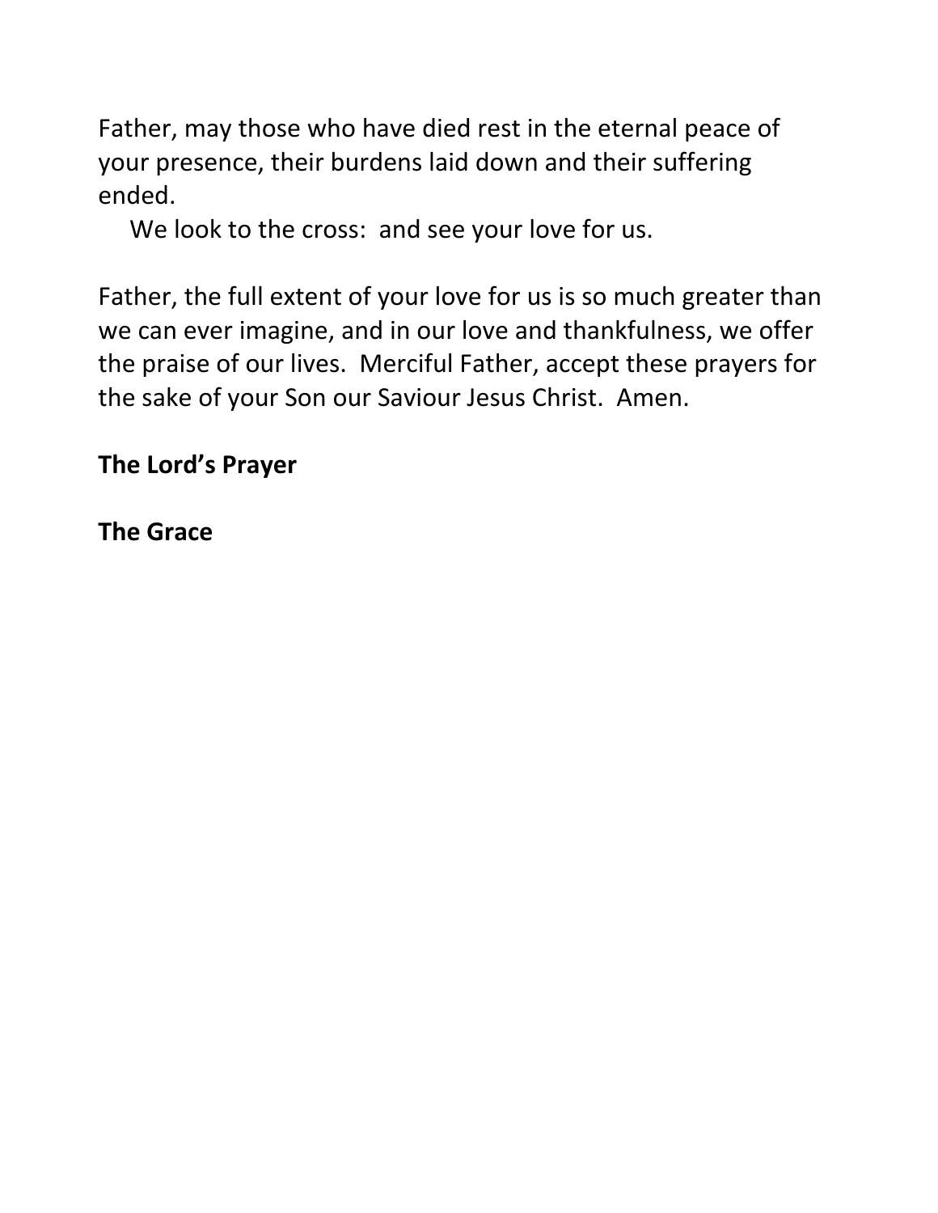Father, may those who have died rest in the eternal peace of your presence, their burdens laid down and their suffering ended.

We look to the cross:  and see your love for us.

Father, the full extent of your love for us is so much greater than we can ever imagine, and in our love and thankfulness, we offer the praise of our lives.  Merciful Father, accept these prayers for the sake of your Son our Saviour Jesus Christ.  Amen.

**The Lord's Prayer**

**The Grace**